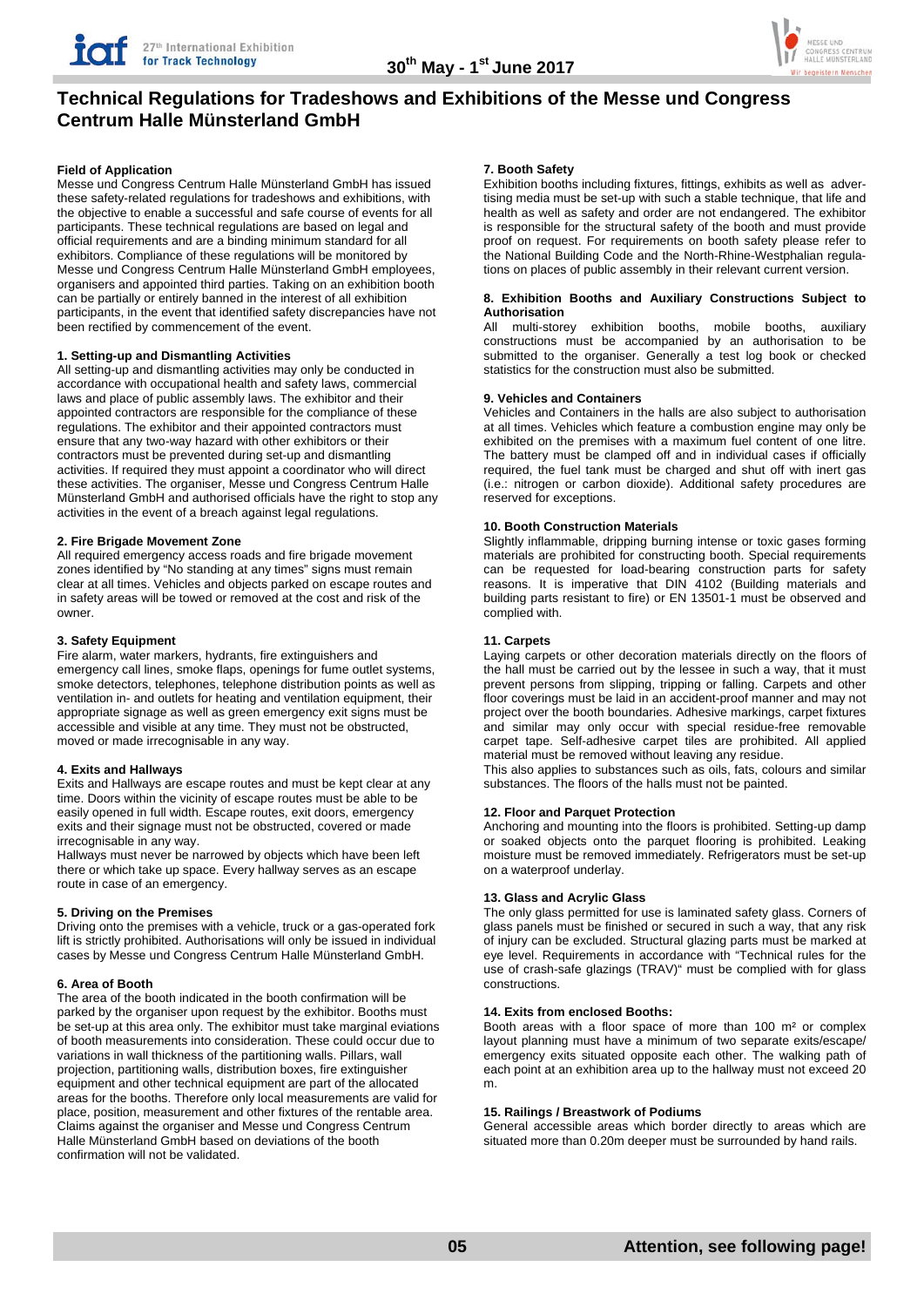# Technical Regulations for Tradeshows and Exhibitions of the Messe und Congress Centrum Halle Münsterland GmbH

### Field of Application

Messe und Congress Centrum Halle Münsterland GmbH has issued these safety-related regulations for tradeshows and exhibitions, with the objective to enable a successful and safe course of events for all participants. These technical regulations are based on legal and official requirements and are a binding minimum standard for all exhibitors. Compliance of these regulations will be monitored by Messe und Congress Centrum Halle Münsterland GmbH employees, organisers and appointed third parties. Taking on an exhibition booth can be partially or entirely banned in the interest of all exhibition participants, in the event that identified safety discrepancies have not been rectified by commencement of the event.

### 1. Setting-up and Dismantling Activities

All setting-up and dismantling activities may only be conducted in accordance with occupational health and safety laws, commercial laws and place of public assembly laws. The exhibitor and their appointed contractors are responsible for the compliance of these regulations. The exhibitor and their appointed contractors must ensure that any two-way hazard with other exhibitors or their contractors must be prevented during set-up and dismantling activities. If required they must appoint a coordinator who will direct these activities. The organiser, Messe und Congress Centrum Halle Münsterland GmbH and authorised officials have the right to stop any activities in the event of a breach against legal regulations.

### 2. Fire Brigade Movement Zone

All required emergency access roads and fire brigade movement zones identified by "No standing at any times" signs must remain clear at all times. Vehicles and objects parked on escape routes and in safety areas will be towed or removed at the cost and risk of the owner.

### 3. Safety Equipment

Fire alarm, water markers, hydrants, fire extinguishers and emergency call lines, smoke flaps, openings for fume outlet systems, smoke detectors, telephones, telephone distribution points as well as ventilation in- and outlets for heating and ventilation equipment, their appropriate signage as well as green emergency exit signs must be accessible and visible at any time. They must not be obstructed, moved or made irrecognisable in any way.

### 4. Exits and Hallways

Exits and Hallways are escape routes and must be kept clear at any time. Doors within the vicinity of escape routes must be able to be easily opened in full width. Escape routes, exit doors, emergency exits and their signage must not be obstructed, covered or made irrecognisable in any way.

Hallways must never be narrowed by objects which have been left there or which take up space. Every hallway serves as an escape route in case of an emergency.

### 5. Driving on the Premises

Driving onto the premises with a vehicle, truck or a gas-operated fork lift is strictly prohibited. Authorisations will only be issued in individual cases by Messe und Congress Centrum Halle Münsterland GmbH.

### 6. Area of Booth

The area of the booth indicated in the booth confirmation will be parked by the organiser upon request by the exhibitor. Booths must be set-up at this area only. The exhibitor must take marginal eviations of booth measurements into consideration. These could occur due to variations in wall thickness of the partitioning walls. Pillars, wall projection, partitioning walls, distribution boxes, fire extinguisher equipment and other technical equipment are part of the allocated areas for the booths. Therefore only local measurements are valid for place, position, measurement and other fixtures of the rentable area. Claims against the organiser and Messe und Congress Centrum Halle Münsterland GmbH based on deviations of the booth confirmation will not be validated.

### 7. Booth Safety

Exhibition booths including fixtures, fittings, exhibits as well as advertising media must be set-up with such a stable technique, that life and health as well as safety and order are not endangered. The exhibitor is responsible for the structural safety of the booth and must provide proof on request. For requirements on booth safety please refer to the National Building Code and the North-Rhine-Westphalian regulations on places of public assembly in their relevant current version.

### 8. Exhibition Booths and Auxiliary Constructions Subject to Authorisation

All multi-storey exhibition booths, mobile booths, auxiliary constructions must be accompanied by an authorisation to be submitted to the organiser. Generally a test log book or checked statistics for the construction must also be submitted.

### 9. Vehicles and Containers

Vehicles and Containers in the halls are also subject to authorisation at all times. Vehicles which feature a combustion engine may only be exhibited on the premises with a maximum fuel content of one litre. The battery must be clamped off and in individual cases if officially required, the fuel tank must be charged and shut off with inert gas (i.e.: nitrogen or carbon dioxide). Additional safety procedures are reserved for exceptions.

### 10. Booth Construction Materials

Slightly inflammable, dripping burning intense or toxic gases forming materials are prohibited for constructing booth. Special requirements can be requested for load-bearing construction parts for safety reasons. It is imperative that DIN 4102 (Building materials and building parts resistant to fire) or EN 13501-1 must be observed and complied with.

### 11. Carpets

Laying carpets or other decoration materials directly on the floors of the hall must be carried out by the lessee in such a way, that it must prevent persons from slipping, tripping or falling. Carpets and other floor coverings must be laid in an accident-proof manner and may not project over the booth boundaries. Adhesive markings, carpet fixtures and similar may only occur with special residue-free removable carpet tape. Self-adhesive carpet tiles are prohibited. All applied material must be removed without leaving any residue.

This also applies to substances such as oils, fats, colours and similar substances. The floors of the halls must not be painted.

### 12. Floor and Parquet Protection

Anchoring and mounting into the floors is prohibited. Setting-up damp or soaked objects onto the parquet flooring is prohibited. Leaking moisture must be removed immediately. Refrigerators must be set-up on a waterproof underlay.

### 13. Glass and Acrylic Glass

The only glass permitted for use is laminated safety glass. Corners of glass panels must be finished or secured in such a way, that any risk of injury can be excluded. Structural glazing parts must be marked at eye level. Requirements in accordance with "Technical rules for the use of crash-safe glazings (TRAV)" must be complied with for glass constructions.

### 14. Exits from enclosed Booths:

Booth areas with a floor space of more than 100 m² or complex layout planning must have a minimum of two separate exits/escape/ emergency exits situated opposite each other. The walking path of each point at an exhibition area up to the hallway must not exceed 20 m.

### 15. Railings / Breastwork of Podiums

General accessible areas which border directly to areas which are situated more than 0.20m deeper must be surrounded by hand rails.

**Attention, see following page!**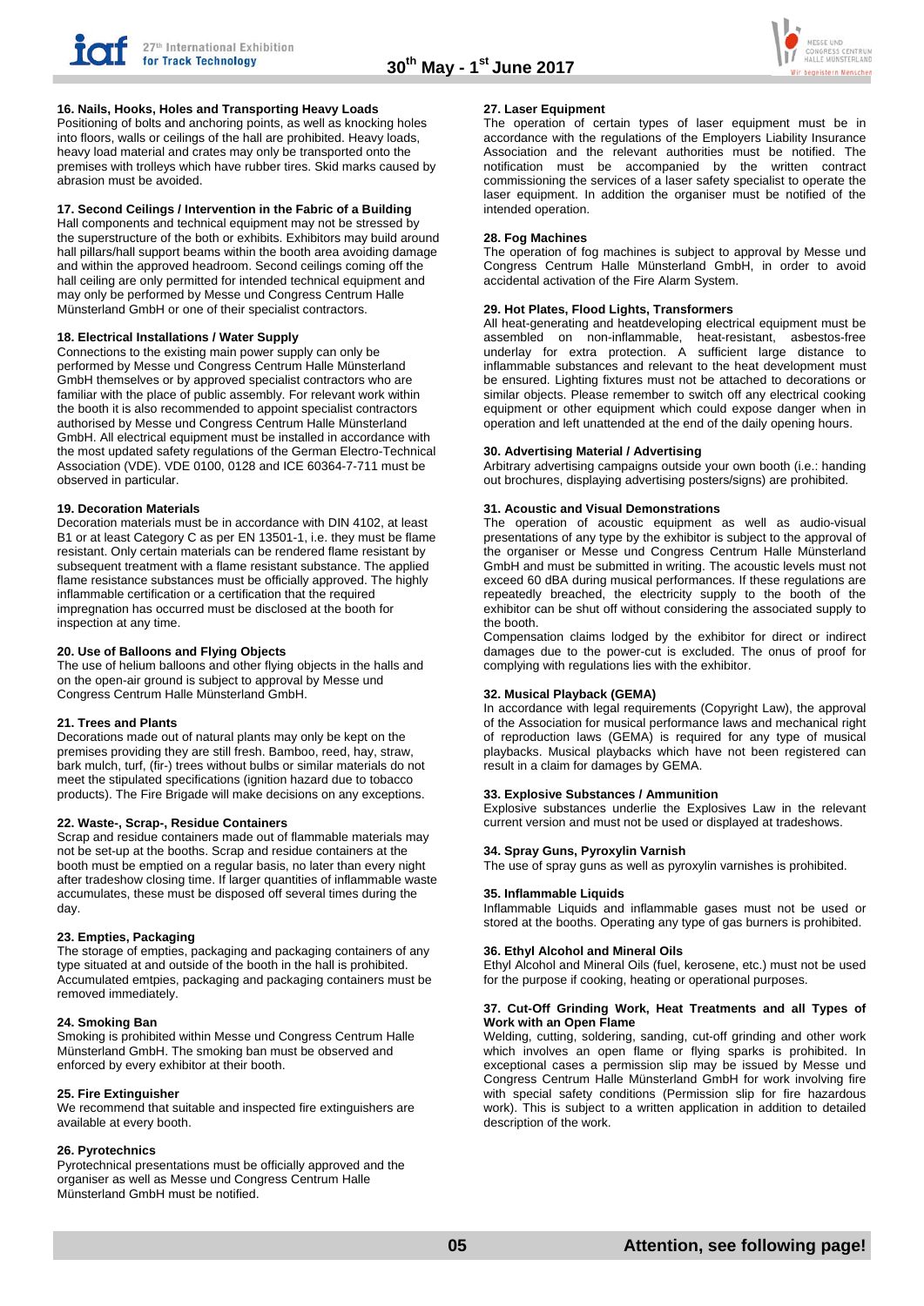### 16. Nails, Hooks, Holes and Transporting Heavy Loads

Positioning of bolts and anchoring points, as well as knocking holes into floors, walls or ceilings of the hall are prohibited. Heavy loads, heavy load material and crates may only be transported onto the premises with trolleys which have rubber tires. Skid marks caused by abrasion must be avoided.

### 17. Second Ceilings / Intervention in the Fabric of a Building

Hall components and technical equipment may not be stressed by the superstructure of the both or exhibits. Exhibitors may build around hall pillars/hall support beams within the booth area avoiding damage and within the approved headroom. Second ceilings coming off the hall ceiling are only permitted for intended technical equipment and may only be performed by Messe und Congress Centrum Halle Münsterland GmbH or one of their specialist contractors.

### 18. Electrical Installations / Water Supply

Connections to the existing main power supply can only be performed by Messe und Congress Centrum Halle Münsterland GmbH themselves or by approved specialist contractors who are familiar with the place of public assembly. For relevant work within the booth it is also recommended to appoint specialist contractors authorised by Messe und Congress Centrum Halle Münsterland GmbH. All electrical equipment must be installed in accordance with the most updated safety regulations of the German Electro-Technical Association (VDE). VDE 0100, 0128 and ICE 60364-7-711 must be observed in particular.

### 19. Decoration Materials

Decoration materials must be in accordance with DIN 4102, at least B1 or at least Category C as per EN 13501-1, i.e. they must be flame resistant. Only certain materials can be rendered flame resistant by subsequent treatment with a flame resistant substance. The applied flame resistance substances must be officially approved. The highly inflammable certification or a certification that the required impregnation has occurred must be disclosed at the booth for inspection at any time.

### 20. Use of Balloons and Flying Objects

The use of helium balloons and other flying objects in the halls and on the open-air ground is subject to approval by Messe und Congress Centrum Halle Münsterland GmbH.

### 21. Trees and Plants

Decorations made out of natural plants may only be kept on the premises providing they are still fresh. Bamboo, reed, hay, straw, bark mulch, turf, (fir-) trees without bulbs or similar materials do not meet the stipulated specifications (ignition hazard due to tobacco products). The Fire Brigade will make decisions on any exceptions.

### 22. Waste-, Scrap-, Residue Containers

Scrap and residue containers made out of flammable materials may not be set-up at the booths. Scrap and residue containers at the booth must be emptied on a regular basis, no later than every night after tradeshow closing time. If larger quantities of inflammable waste accumulates, these must be disposed off several times during the day.

### 23. Empties, Packaging

The storage of empties, packaging and packaging containers of any type situated at and outside of the booth in the hall is prohibited. Accumulated emtpies, packaging and packaging containers must be removed immediately.

### 24. Smoking Ban

Smoking is prohibited within Messe und Congress Centrum Halle Münsterland GmbH. The smoking ban must be observed and enforced by every exhibitor at their booth.

### 25. Fire Extinguisher

We recommend that suitable and inspected fire extinguishers are available at every booth.

### 26. Pyrotechnics

Pyrotechnical presentations must be officially approved and the organiser as well as Messe und Congress Centrum Halle Münsterland GmbH must be notified.

### 27. Laser Equipment

The operation of certain types of laser equipment must be in accordance with the regulations of the Employers Liability Insurance Association and the relevant authorities must be notified. The notification must be accompanied by the written contract commissioning the services of a laser safety specialist to operate the laser equipment. In addition the organiser must be notified of the intended operation.

### 28. Fog Machines

The operation of fog machines is subject to approval by Messe und Congress Centrum Halle Münsterland GmbH, in order to avoid accidental activation of the Fire Alarm System.

### 29. Hot Plates, Flood Lights, Transformers

All heat-generating and heatdeveloping electrical equipment must be assembled on non-inflammable, heat-resistant, asbestos-free underlay for extra protection. A sufficient large distance to inflammable substances and relevant to the heat development must be ensured. Lighting fixtures must not be attached to decorations or similar objects. Please remember to switch off any electrical cooking equipment or other equipment which could expose danger when in operation and left unattended at the end of the daily opening hours.

### 30. Advertising Material / Advertising

Arbitrary advertising campaigns outside your own booth (i.e.: handing out brochures, displaying advertising posters/signs) are prohibited.

### 31. Acoustic and Visual Demonstrations

The operation of acoustic equipment as well as audio-visual presentations of any type by the exhibitor is subject to the approval of the organiser or Messe und Congress Centrum Halle Münsterland GmbH and must be submitted in writing. The acoustic levels must not exceed 60 dBA during musical performances. If these regulations are repeatedly breached, the electricity supply to the booth of the exhibitor can be shut off without considering the associated supply to the booth.

Compensation claims lodged by the exhibitor for direct or indirect damages due to the power-cut is excluded. The onus of proof for complying with regulations lies with the exhibitor.

### 32. Musical Playback (GEMA)

In accordance with legal requirements (Copyright Law), the approval of the Association for musical performance laws and mechanical right of reproduction laws (GEMA) is required for any type of musical playbacks. Musical playbacks which have not been registered can result in a claim for damages by GEMA.

### 33. Explosive Substances / Ammunition

Explosive substances underlie the Explosives Law in the relevant current version and must not be used or displayed at tradeshows.

### 34. Spray Guns, Pyroxylin Varnish

The use of spray guns as well as pyroxylin varnishes is prohibited.

### 35. Inflammable Liquids

Inflammable Liquids and inflammable gases must not be used or stored at the booths. Operating any type of gas burners is prohibited.

### 36. Ethyl Alcohol and Mineral Oils

Ethyl Alcohol and Mineral Oils (fuel, kerosene, etc.) must not be used for the purpose if cooking, heating or operational purposes.

### 37. Cut-Off Grinding Work, Heat Treatments and all Types of Work with an Open Flame

Welding, cutting, soldering, sanding, cut-off grinding and other work which involves an open flame or flying sparks is prohibited. In exceptional cases a permission slip may be issued by Messe und Congress Centrum Halle Münsterland GmbH for work involving fire with special safety conditions (Permission slip for fire hazardous work). This is subject to a written application in addition to detailed description of the work.

**Attention, see following page!**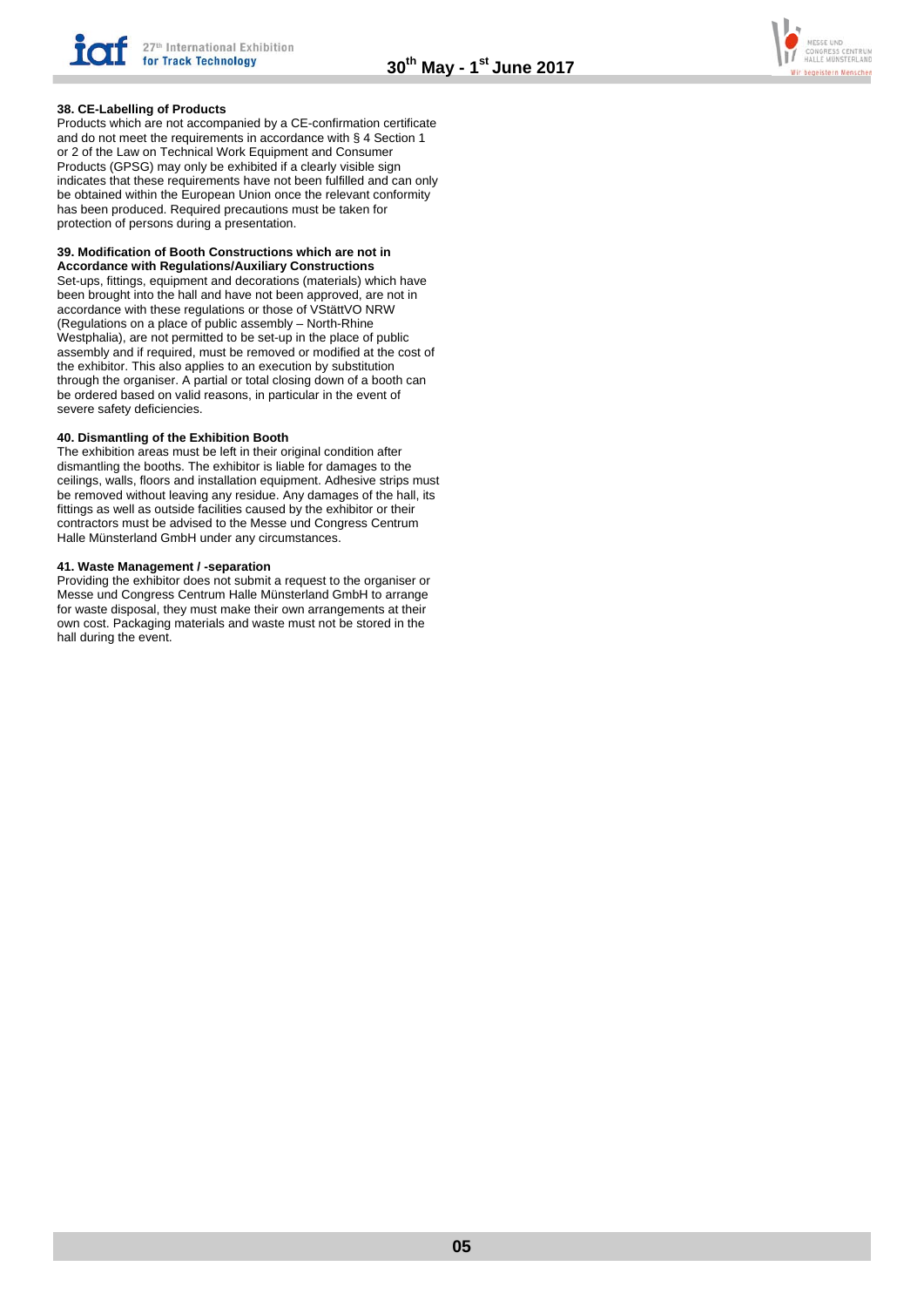### 38. CE-Labelling of Products

Products which are not accompanied by a CE-confirmation certificate and do not meet the requirements in accordance with § 4 Section 1 or 2 of the Law on Technical Work Equipment and Consumer Products (GPSG) may only be exhibited if a clearly visible sign indicates that these requirements have not been fulfilled and can only be obtained within the European Union once the relevant conformity has been produced. Required precautions must be taken for protection of persons during a presentation.

### 39. Modification of Booth Constructions which are not in Accordance with Regulations/Auxiliary Constructions

Set-ups, fittings, equipment and decorations (materials) which have been brought into the hall and have not been approved, are not in accordance with these regulations or those of VStättVO NRW (Regulations on a place of public assembly – North-Rhine Westphalia), are not permitted to be set-up in the place of public assembly and if required, must be removed or modified at the cost of the exhibitor. This also applies to an execution by substitution through the organiser. A partial or total closing down of a booth can be ordered based on valid reasons, in particular in the event of severe safety deficiencies.

### 40. Dismantling of the Exhibition Booth

The exhibition areas must be left in their original condition after dismantling the booths. The exhibitor is liable for damages to the ceilings, walls, floors and installation equipment. Adhesive strips must be removed without leaving any residue. Any damages of the hall, its fittings as well as outside facilities caused by the exhibitor or their contractors must be advised to the Messe und Congress Centrum Halle Münsterland GmbH under any circumstances.

### 41. Waste Management / -separation

Providing the exhibitor does not submit a request to the organiser or Messe und Congress Centrum Halle Münsterland GmbH to arrange for waste disposal, they must make their own arrangements at their own cost. Packaging materials and waste must not be stored in the hall during the event.